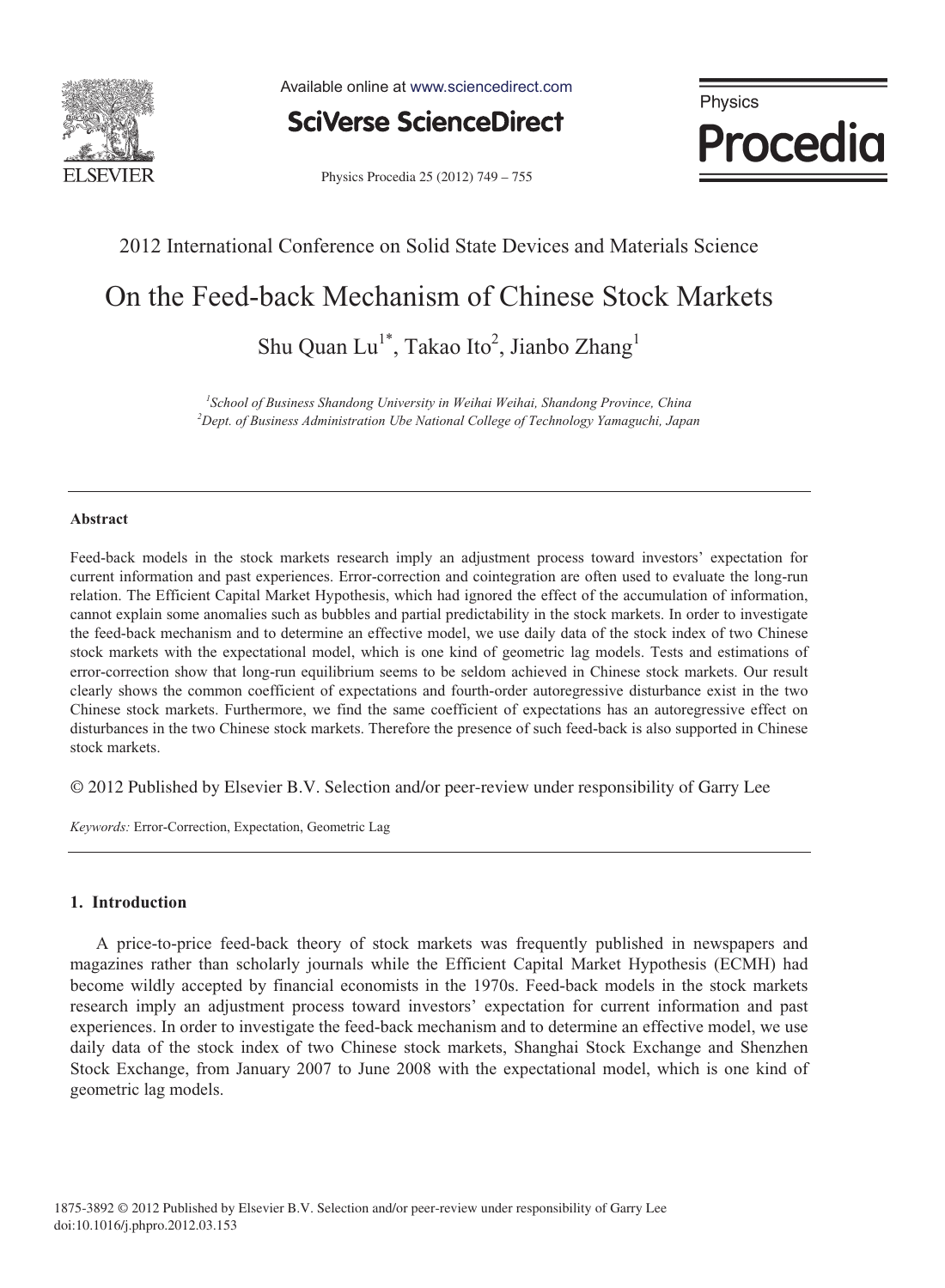2012 International Conference on Solid State Devices and Materials Science

# On the Feed-back Mechanism of Chinese Stock Markets

Shu Quan Lu[1*], Takao Ito[2], Jianbo Zhang[1]

[1]*School of Business Shandong University in Weihai Weihai, Shandong Province, China*
[2]*Dept. of Business Administration Ube National College of Technology Yamaguchi, Japan*

---

**Abstract**

Feed-back models in the stock markets research imply an adjustment process toward investors' expectation for current information and past experiences. Error-correction and cointegration are often used to evaluate the long-run relation. The Efficient Capital Market Hypothesis, which had ignored the effect of the accumulation of information, cannot explain some anomalies such as bubbles and partial predictability in the stock markets. In order to investigate the feed-back mechanism and to determine an effective model, we use daily data of the stock index of two Chinese stock markets with the expectational model, which is one kind of geometric lag models. Tests and estimations of error-correction show that long-run equilibrium seems to be seldom achieved in Chinese stock markets. Our result clearly shows the common coefficient of expectations and fourth-order autoregressive disturbance exist in the two Chinese stock markets. Furthermore, we find the same coefficient of expectations has an autoregressive effect on disturbances in the two Chinese stock markets. Therefore the presence of such feed-back is also supported in Chinese stock markets.

© 2012 Published by Elsevier B.V. Selection and/or peer-review under responsibility of Garry Lee

*Keywords:* Error-Correction, Expectation, Geometric Lag

---

## 1. Introduction

A price-to-price feed-back theory of stock markets was frequently published in newspapers and magazines rather than scholarly journals while the Efficient Capital Market Hypothesis (ECMH) had become wildly accepted by financial economists in the 1970s. Feed-back models in the stock markets research imply an adjustment process toward investors' expectation for current information and past experiences. In order to investigate the feed-back mechanism and to determine an effective model, we use daily data of the stock index of two Chinese stock markets, Shanghai Stock Exchange and Shenzhen Stock Exchange, from January 2007 to June 2008 with the expectational model, which is one kind of geometric lag models.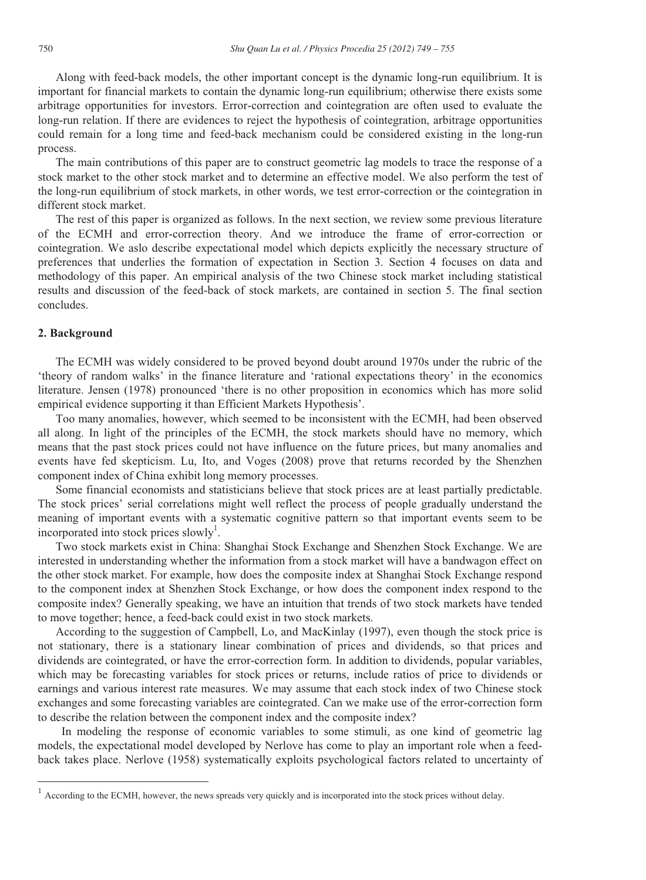Along with feed-back models, the other important concept is the dynamic long-run equilibrium. It is important for financial markets to contain the dynamic long-run equilibrium; otherwise there exists some arbitrage opportunities for investors. Error-correction and cointegration are often used to evaluate the long-run relation. If there are evidences to reject the hypothesis of cointegration, arbitrage opportunities could remain for a long time and feed-back mechanism could be considered existing in the long-run process.

The main contributions of this paper are to construct geometric lag models to trace the response of a stock market to the other stock market and to determine an effective model. We also perform the test of the long-run equilibrium of stock markets, in other words, we test error-correction or the cointegration in different stock market.

The rest of this paper is organized as follows. In the next section, we review some previous literature of the ECMH and error-correction theory. And we introduce the frame of error-correction or cointegration. We aslo describe expectational model which depicts explicitly the necessary structure of preferences that underlies the formation of expectation in Section 3. Section 4 focuses on data and methodology of this paper. An empirical analysis of the two Chinese stock market including statistical results and discussion of the feed-back of stock markets, are contained in section 5. The final section concludes.

## 2. Background

The ECMH was widely considered to be proved beyond doubt around 1970s under the rubric of the 'theory of random walks' in the finance literature and 'rational expectations theory' in the economics literature. Jensen (1978) pronounced 'there is no other proposition in economics which has more solid empirical evidence supporting it than Efficient Markets Hypothesis'.

Too many anomalies, however, which seemed to be inconsistent with the ECMH, had been observed all along. In light of the principles of the ECMH, the stock markets should have no memory, which means that the past stock prices could not have influence on the future prices, but many anomalies and events have fed skepticism. Lu, Ito, and Voges (2008) prove that returns recorded by the Shenzhen component index of China exhibit long memory processes.

Some financial economists and statisticians believe that stock prices are at least partially predictable. The stock prices' serial correlations might well reflect the process of people gradually understand the meaning of important events with a systematic cognitive pattern so that important events seem to be incorporated into stock prices slowly[1].

Two stock markets exist in China: Shanghai Stock Exchange and Shenzhen Stock Exchange. We are interested in understanding whether the information from a stock market will have a bandwagon effect on the other stock market. For example, how does the composite index at Shanghai Stock Exchange respond to the component index at Shenzhen Stock Exchange, or how does the component index respond to the composite index? Generally speaking, we have an intuition that trends of two stock markets have tended to move together; hence, a feed-back could exist in two stock markets.

According to the suggestion of Campbell, Lo, and MacKinlay (1997), even though the stock price is not stationary, there is a stationary linear combination of prices and dividends, so that prices and dividends are cointegrated, or have the error-correction form. In addition to dividends, popular variables, which may be forecasting variables for stock prices or returns, include ratios of price to dividends or earnings and various interest rate measures. We may assume that each stock index of two Chinese stock exchanges and some forecasting variables are cointegrated. Can we make use of the error-correction form to describe the relation between the component index and the composite index?

In modeling the response of economic variables to some stimuli, as one kind of geometric lag models, the expectational model developed by Nerlove has come to play an important role when a feed-back takes place. Nerlove (1958) systematically exploits psychological factors related to uncertainty of

[1] According to the ECMH, however, the news spreads very quickly and is incorporated into the stock prices without delay.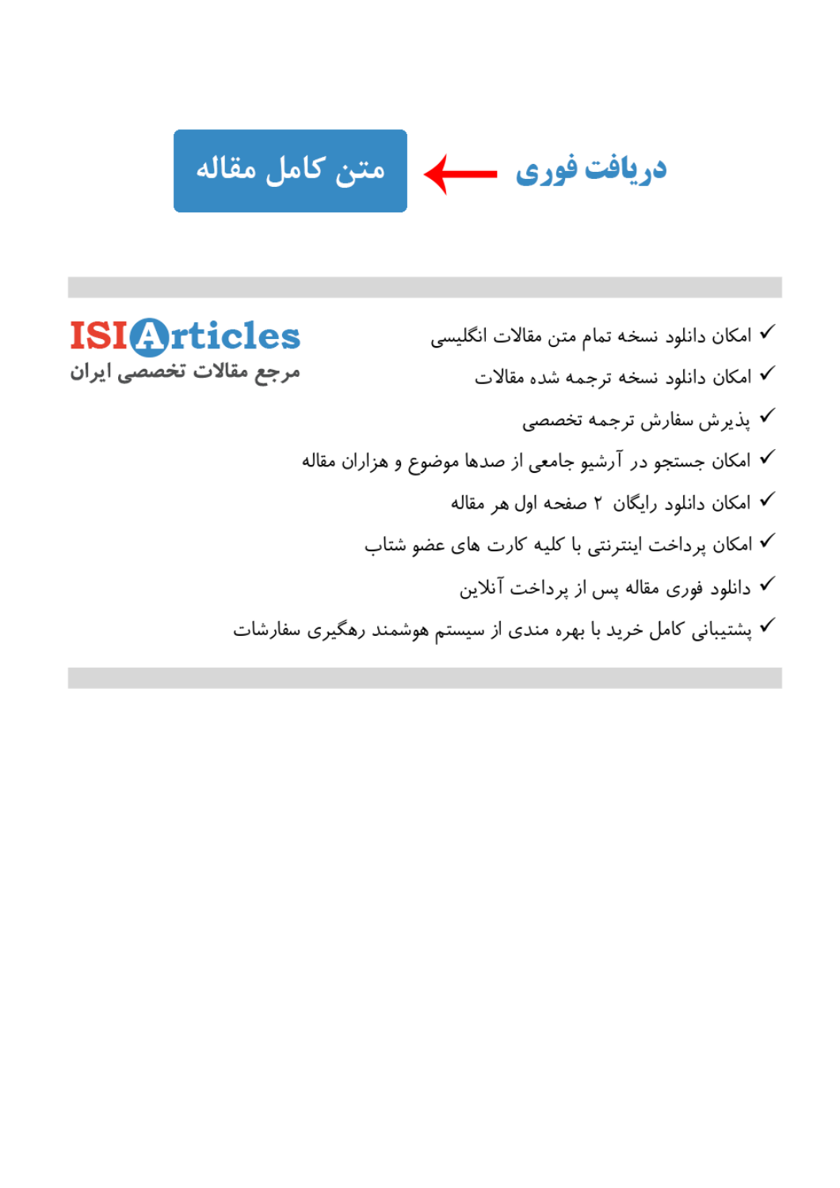دریافت فوری ← متن کامل مقاله

**ISIArticles**
مرجع مقالات تخصصی ایران

- ✓ امکان دانلود نسخه تمام متن مقالات انگلیسی
- ✓ امکان دانلود نسخه ترجمه شده مقالات
- ✓ پذیرش سفارش ترجمه تخصصی
- ✓ امکان جستجو در آرشیو جامعی از صدها موضوع و هزاران مقاله
- ✓ امکان دانلود رایگان ۲ صفحه اول هر مقاله
- ✓ امکان پرداخت اینترنتی با کلیه کارت های عضو شتاب
- ✓ دانلود فوری مقاله پس از پرداخت آنلاین
- ✓ پشتیبانی کامل خرید با بهره مندی از سیستم هوشمند رهگیری سفارشات